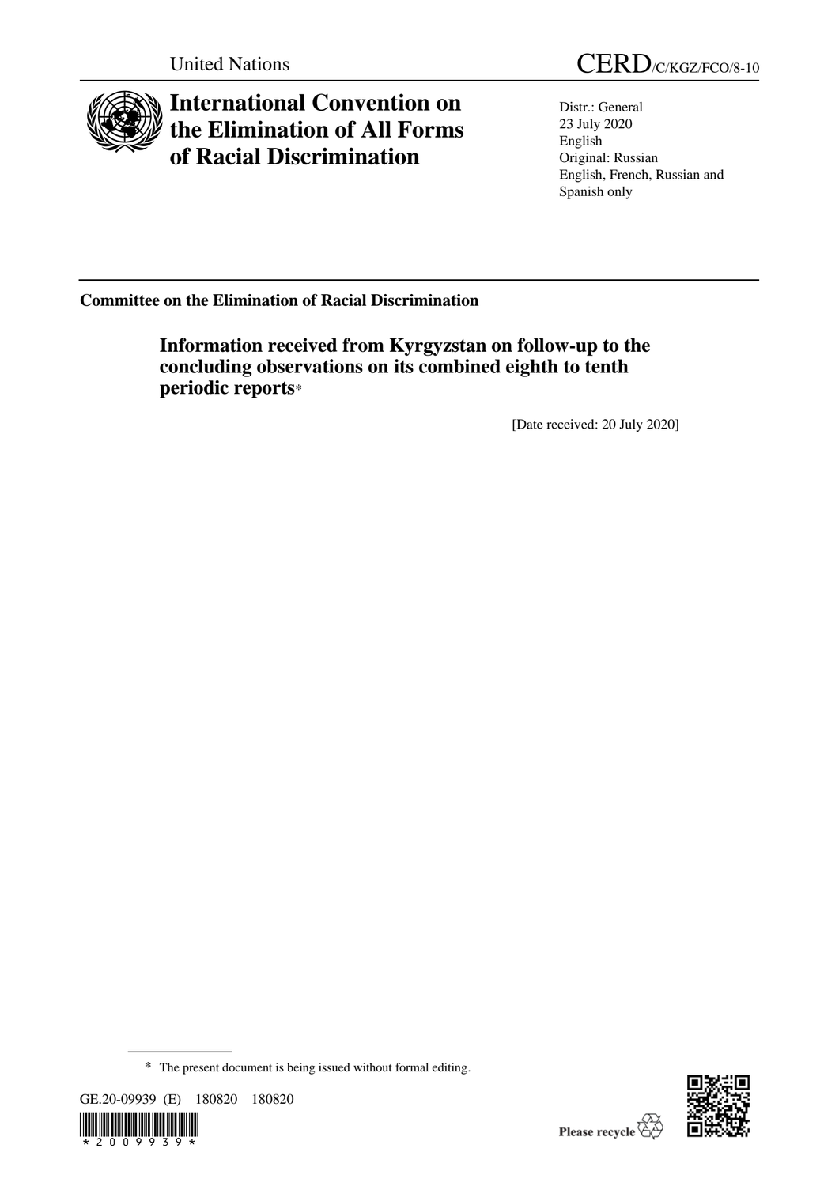United Nations

CERD/C/KGZ/FCO/8-10

# International Convention on the Elimination of All Forms of Racial Discrimination

Distr.: General
23 July 2020
English
Original: Russian
English, French, Russian and Spanish only

**Committee on the Elimination of Racial Discrimination**

## Information received from Kyrgyzstan on follow-up to the concluding observations on its combined eighth to tenth periodic reports*

[Date received: 20 July 2020]

* The present document is being issued without formal editing.

GE.20-09939 (E) 180820 180820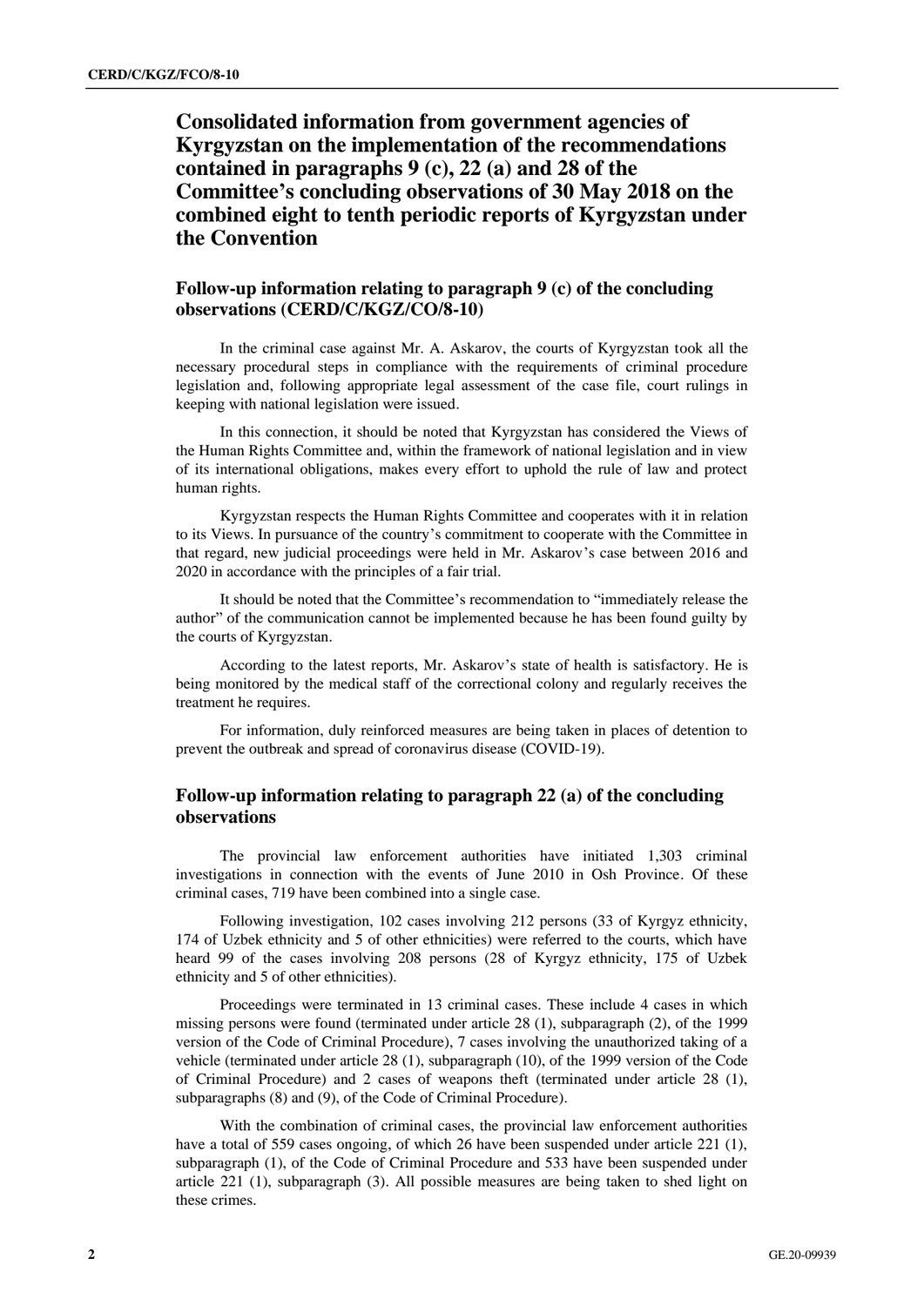# Consolidated information from government agencies of Kyrgyzstan on the implementation of the recommendations contained in paragraphs 9 (c), 22 (a) and 28 of the Committee's concluding observations of 30 May 2018 on the combined eight to tenth periodic reports of Kyrgyzstan under the Convention

## Follow-up information relating to paragraph 9 (c) of the concluding observations (CERD/C/KGZ/CO/8-10)

In the criminal case against Mr. A. Askarov, the courts of Kyrgyzstan took all the necessary procedural steps in compliance with the requirements of criminal procedure legislation and, following appropriate legal assessment of the case file, court rulings in keeping with national legislation were issued.

In this connection, it should be noted that Kyrgyzstan has considered the Views of the Human Rights Committee and, within the framework of national legislation and in view of its international obligations, makes every effort to uphold the rule of law and protect human rights.

Kyrgyzstan respects the Human Rights Committee and cooperates with it in relation to its Views. In pursuance of the country's commitment to cooperate with the Committee in that regard, new judicial proceedings were held in Mr. Askarov's case between 2016 and 2020 in accordance with the principles of a fair trial.

It should be noted that the Committee's recommendation to "immediately release the author" of the communication cannot be implemented because he has been found guilty by the courts of Kyrgyzstan.

According to the latest reports, Mr. Askarov's state of health is satisfactory. He is being monitored by the medical staff of the correctional colony and regularly receives the treatment he requires.

For information, duly reinforced measures are being taken in places of detention to prevent the outbreak and spread of coronavirus disease (COVID-19).

## Follow-up information relating to paragraph 22 (a) of the concluding observations

The provincial law enforcement authorities have initiated 1,303 criminal investigations in connection with the events of June 2010 in Osh Province. Of these criminal cases, 719 have been combined into a single case.

Following investigation, 102 cases involving 212 persons (33 of Kyrgyz ethnicity, 174 of Uzbek ethnicity and 5 of other ethnicities) were referred to the courts, which have heard 99 of the cases involving 208 persons (28 of Kyrgyz ethnicity, 175 of Uzbek ethnicity and 5 of other ethnicities).

Proceedings were terminated in 13 criminal cases. These include 4 cases in which missing persons were found (terminated under article 28 (1), subparagraph (2), of the 1999 version of the Code of Criminal Procedure), 7 cases involving the unauthorized taking of a vehicle (terminated under article 28 (1), subparagraph (10), of the 1999 version of the Code of Criminal Procedure) and 2 cases of weapons theft (terminated under article 28 (1), subparagraphs (8) and (9), of the Code of Criminal Procedure).

With the combination of criminal cases, the provincial law enforcement authorities have a total of 559 cases ongoing, of which 26 have been suspended under article 221 (1), subparagraph (1), of the Code of Criminal Procedure and 533 have been suspended under article 221 (1), subparagraph (3). All possible measures are being taken to shed light on these crimes.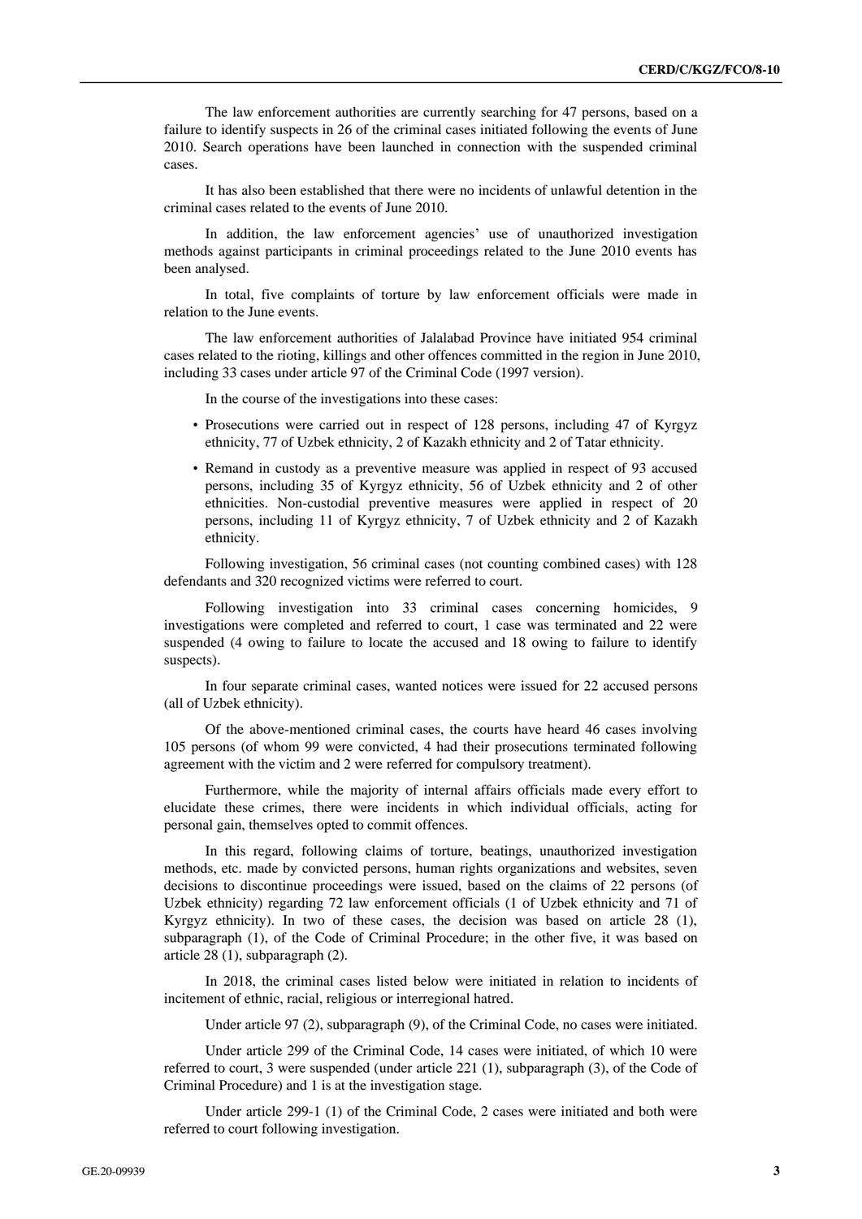The law enforcement authorities are currently searching for 47 persons, based on a failure to identify suspects in 26 of the criminal cases initiated following the events of June 2010. Search operations have been launched in connection with the suspended criminal cases.

It has also been established that there were no incidents of unlawful detention in the criminal cases related to the events of June 2010.

In addition, the law enforcement agencies' use of unauthorized investigation methods against participants in criminal proceedings related to the June 2010 events has been analysed.

In total, five complaints of torture by law enforcement officials were made in relation to the June events.

The law enforcement authorities of Jalalabad Province have initiated 954 criminal cases related to the rioting, killings and other offences committed in the region in June 2010, including 33 cases under article 97 of the Criminal Code (1997 version).

In the course of the investigations into these cases:

- Prosecutions were carried out in respect of 128 persons, including 47 of Kyrgyz ethnicity, 77 of Uzbek ethnicity, 2 of Kazakh ethnicity and 2 of Tatar ethnicity.
- Remand in custody as a preventive measure was applied in respect of 93 accused persons, including 35 of Kyrgyz ethnicity, 56 of Uzbek ethnicity and 2 of other ethnicities. Non-custodial preventive measures were applied in respect of 20 persons, including 11 of Kyrgyz ethnicity, 7 of Uzbek ethnicity and 2 of Kazakh ethnicity.

Following investigation, 56 criminal cases (not counting combined cases) with 128 defendants and 320 recognized victims were referred to court.

Following investigation into 33 criminal cases concerning homicides, 9 investigations were completed and referred to court, 1 case was terminated and 22 were suspended (4 owing to failure to locate the accused and 18 owing to failure to identify suspects).

In four separate criminal cases, wanted notices were issued for 22 accused persons (all of Uzbek ethnicity).

Of the above-mentioned criminal cases, the courts have heard 46 cases involving 105 persons (of whom 99 were convicted, 4 had their prosecutions terminated following agreement with the victim and 2 were referred for compulsory treatment).

Furthermore, while the majority of internal affairs officials made every effort to elucidate these crimes, there were incidents in which individual officials, acting for personal gain, themselves opted to commit offences.

In this regard, following claims of torture, beatings, unauthorized investigation methods, etc. made by convicted persons, human rights organizations and websites, seven decisions to discontinue proceedings were issued, based on the claims of 22 persons (of Uzbek ethnicity) regarding 72 law enforcement officials (1 of Uzbek ethnicity and 71 of Kyrgyz ethnicity). In two of these cases, the decision was based on article 28 (1), subparagraph (1), of the Code of Criminal Procedure; in the other five, it was based on article 28 (1), subparagraph (2).

In 2018, the criminal cases listed below were initiated in relation to incidents of incitement of ethnic, racial, religious or interregional hatred.

Under article 97 (2), subparagraph (9), of the Criminal Code, no cases were initiated.

Under article 299 of the Criminal Code, 14 cases were initiated, of which 10 were referred to court, 3 were suspended (under article 221 (1), subparagraph (3), of the Code of Criminal Procedure) and 1 is at the investigation stage.

Under article 299-1 (1) of the Criminal Code, 2 cases were initiated and both were referred to court following investigation.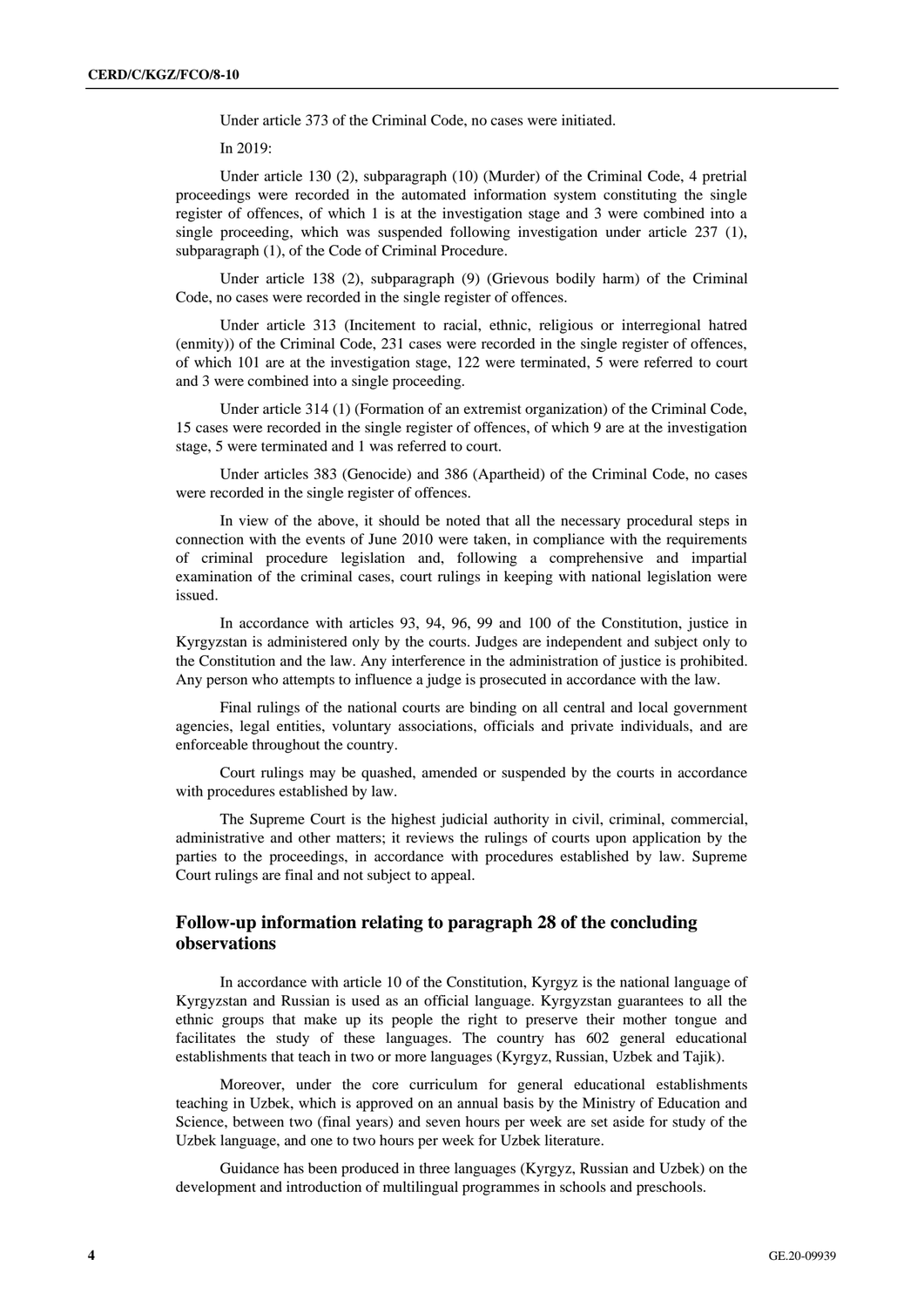Under article 373 of the Criminal Code, no cases were initiated.

In 2019:

Under article 130 (2), subparagraph (10) (Murder) of the Criminal Code, 4 pretrial proceedings were recorded in the automated information system constituting the single register of offences, of which 1 is at the investigation stage and 3 were combined into a single proceeding, which was suspended following investigation under article 237 (1), subparagraph (1), of the Code of Criminal Procedure.

Under article 138 (2), subparagraph (9) (Grievous bodily harm) of the Criminal Code, no cases were recorded in the single register of offences.

Under article 313 (Incitement to racial, ethnic, religious or interregional hatred (enmity)) of the Criminal Code, 231 cases were recorded in the single register of offences, of which 101 are at the investigation stage, 122 were terminated, 5 were referred to court and 3 were combined into a single proceeding.

Under article 314 (1) (Formation of an extremist organization) of the Criminal Code, 15 cases were recorded in the single register of offences, of which 9 are at the investigation stage, 5 were terminated and 1 was referred to court.

Under articles 383 (Genocide) and 386 (Apartheid) of the Criminal Code, no cases were recorded in the single register of offences.

In view of the above, it should be noted that all the necessary procedural steps in connection with the events of June 2010 were taken, in compliance with the requirements of criminal procedure legislation and, following a comprehensive and impartial examination of the criminal cases, court rulings in keeping with national legislation were issued.

In accordance with articles 93, 94, 96, 99 and 100 of the Constitution, justice in Kyrgyzstan is administered only by the courts. Judges are independent and subject only to the Constitution and the law. Any interference in the administration of justice is prohibited. Any person who attempts to influence a judge is prosecuted in accordance with the law.

Final rulings of the national courts are binding on all central and local government agencies, legal entities, voluntary associations, officials and private individuals, and are enforceable throughout the country.

Court rulings may be quashed, amended or suspended by the courts in accordance with procedures established by law.

The Supreme Court is the highest judicial authority in civil, criminal, commercial, administrative and other matters; it reviews the rulings of courts upon application by the parties to the proceedings, in accordance with procedures established by law. Supreme Court rulings are final and not subject to appeal.

## Follow-up information relating to paragraph 28 of the concluding observations

In accordance with article 10 of the Constitution, Kyrgyz is the national language of Kyrgyzstan and Russian is used as an official language. Kyrgyzstan guarantees to all the ethnic groups that make up its people the right to preserve their mother tongue and facilitates the study of these languages. The country has 602 general educational establishments that teach in two or more languages (Kyrgyz, Russian, Uzbek and Tajik).

Moreover, under the core curriculum for general educational establishments teaching in Uzbek, which is approved on an annual basis by the Ministry of Education and Science, between two (final years) and seven hours per week are set aside for study of the Uzbek language, and one to two hours per week for Uzbek literature.

Guidance has been produced in three languages (Kyrgyz, Russian and Uzbek) on the development and introduction of multilingual programmes in schools and preschools.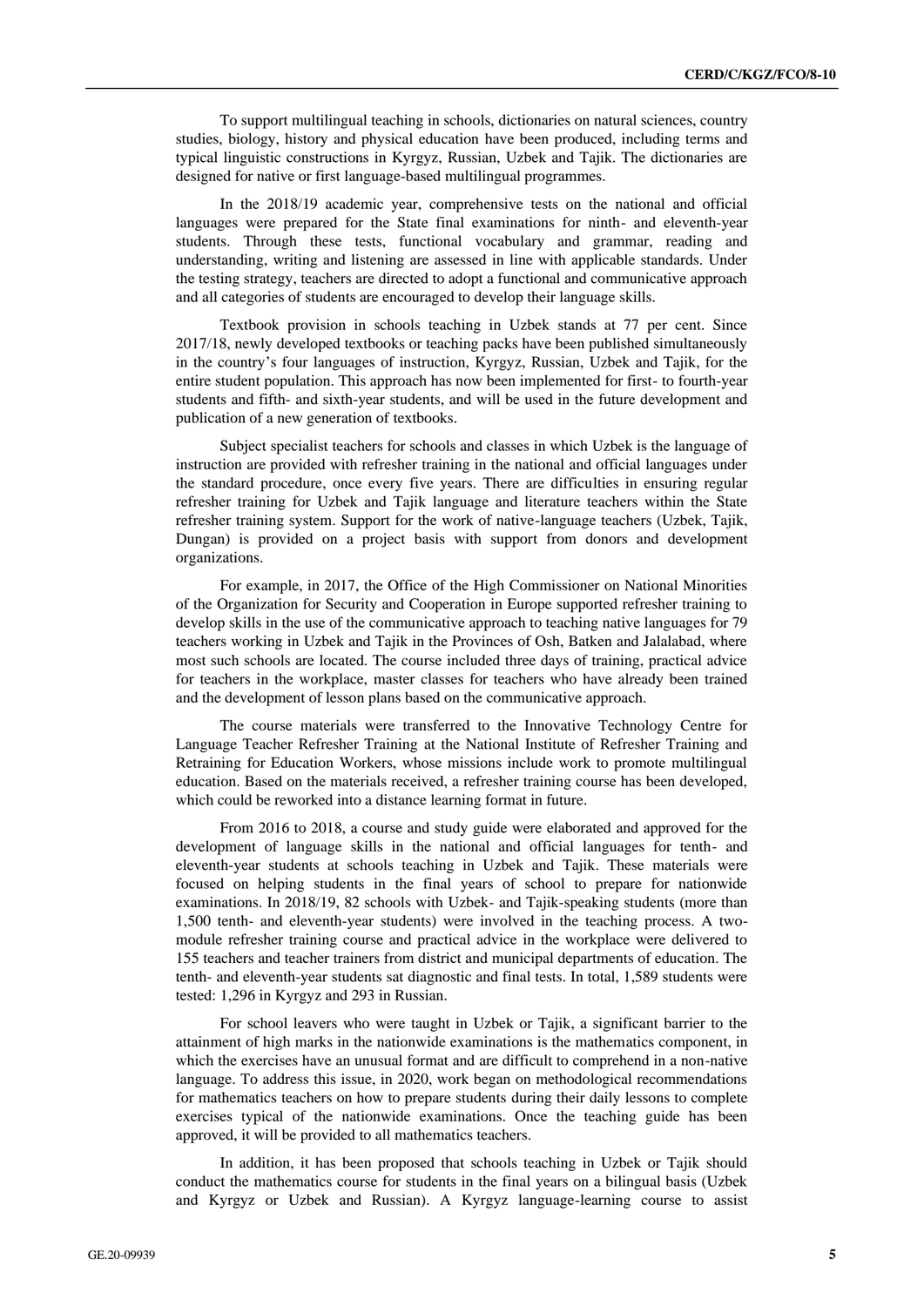To support multilingual teaching in schools, dictionaries on natural sciences, country studies, biology, history and physical education have been produced, including terms and typical linguistic constructions in Kyrgyz, Russian, Uzbek and Tajik. The dictionaries are designed for native or first language-based multilingual programmes.

In the 2018/19 academic year, comprehensive tests on the national and official languages were prepared for the State final examinations for ninth- and eleventh-year students. Through these tests, functional vocabulary and grammar, reading and understanding, writing and listening are assessed in line with applicable standards. Under the testing strategy, teachers are directed to adopt a functional and communicative approach and all categories of students are encouraged to develop their language skills.

Textbook provision in schools teaching in Uzbek stands at 77 per cent. Since 2017/18, newly developed textbooks or teaching packs have been published simultaneously in the country's four languages of instruction, Kyrgyz, Russian, Uzbek and Tajik, for the entire student population. This approach has now been implemented for first- to fourth-year students and fifth- and sixth-year students, and will be used in the future development and publication of a new generation of textbooks.

Subject specialist teachers for schools and classes in which Uzbek is the language of instruction are provided with refresher training in the national and official languages under the standard procedure, once every five years. There are difficulties in ensuring regular refresher training for Uzbek and Tajik language and literature teachers within the State refresher training system. Support for the work of native-language teachers (Uzbek, Tajik, Dungan) is provided on a project basis with support from donors and development organizations.

For example, in 2017, the Office of the High Commissioner on National Minorities of the Organization for Security and Cooperation in Europe supported refresher training to develop skills in the use of the communicative approach to teaching native languages for 79 teachers working in Uzbek and Tajik in the Provinces of Osh, Batken and Jalalabad, where most such schools are located. The course included three days of training, practical advice for teachers in the workplace, master classes for teachers who have already been trained and the development of lesson plans based on the communicative approach.

The course materials were transferred to the Innovative Technology Centre for Language Teacher Refresher Training at the National Institute of Refresher Training and Retraining for Education Workers, whose missions include work to promote multilingual education. Based on the materials received, a refresher training course has been developed, which could be reworked into a distance learning format in future.

From 2016 to 2018, a course and study guide were elaborated and approved for the development of language skills in the national and official languages for tenth- and eleventh-year students at schools teaching in Uzbek and Tajik. These materials were focused on helping students in the final years of school to prepare for nationwide examinations. In 2018/19, 82 schools with Uzbek- and Tajik-speaking students (more than 1,500 tenth- and eleventh-year students) were involved in the teaching process. A two-module refresher training course and practical advice in the workplace were delivered to 155 teachers and teacher trainers from district and municipal departments of education. The tenth- and eleventh-year students sat diagnostic and final tests. In total, 1,589 students were tested: 1,296 in Kyrgyz and 293 in Russian.

For school leavers who were taught in Uzbek or Tajik, a significant barrier to the attainment of high marks in the nationwide examinations is the mathematics component, in which the exercises have an unusual format and are difficult to comprehend in a non-native language. To address this issue, in 2020, work began on methodological recommendations for mathematics teachers on how to prepare students during their daily lessons to complete exercises typical of the nationwide examinations. Once the teaching guide has been approved, it will be provided to all mathematics teachers.

In addition, it has been proposed that schools teaching in Uzbek or Tajik should conduct the mathematics course for students in the final years on a bilingual basis (Uzbek and Kyrgyz or Uzbek and Russian). A Kyrgyz language-learning course to assist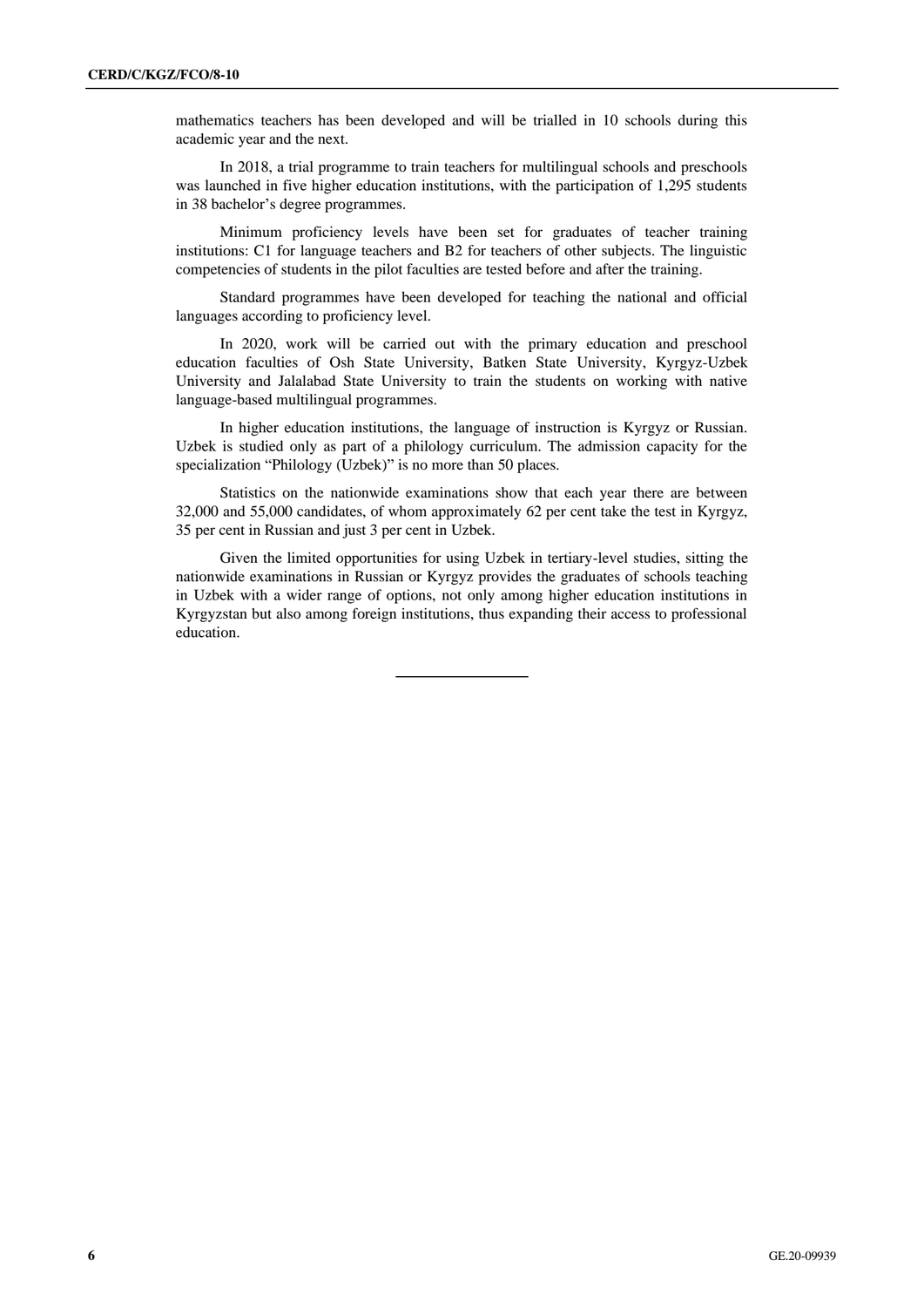mathematics teachers has been developed and will be trialled in 10 schools during this academic year and the next.

In 2018, a trial programme to train teachers for multilingual schools and preschools was launched in five higher education institutions, with the participation of 1,295 students in 38 bachelor's degree programmes.

Minimum proficiency levels have been set for graduates of teacher training institutions: C1 for language teachers and B2 for teachers of other subjects. The linguistic competencies of students in the pilot faculties are tested before and after the training.

Standard programmes have been developed for teaching the national and official languages according to proficiency level.

In 2020, work will be carried out with the primary education and preschool education faculties of Osh State University, Batken State University, Kyrgyz-Uzbek University and Jalalabad State University to train the students on working with native language-based multilingual programmes.

In higher education institutions, the language of instruction is Kyrgyz or Russian. Uzbek is studied only as part of a philology curriculum. The admission capacity for the specialization "Philology (Uzbek)" is no more than 50 places.

Statistics on the nationwide examinations show that each year there are between 32,000 and 55,000 candidates, of whom approximately 62 per cent take the test in Kyrgyz, 35 per cent in Russian and just 3 per cent in Uzbek.

Given the limited opportunities for using Uzbek in tertiary-level studies, sitting the nationwide examinations in Russian or Kyrgyz provides the graduates of schools teaching in Uzbek with a wider range of options, not only among higher education institutions in Kyrgyzstan but also among foreign institutions, thus expanding their access to professional education.